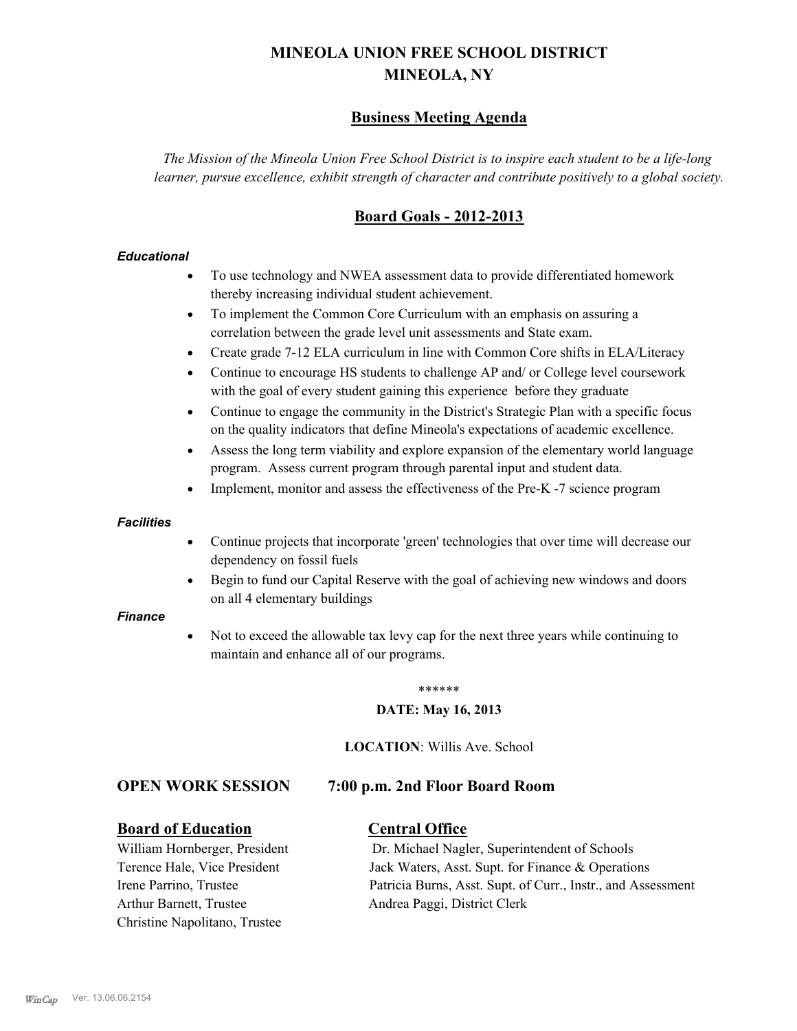# MINEOLA UNION FREE SCHOOL DISTRICT
# MINEOLA, NY

## Business Meeting Agenda

*The Mission of the Mineola Union Free School District is to inspire each student to be a life-long learner, pursue excellence, exhibit strength of character and contribute positively to a global society.*

## Board Goals - 2012-2013

***Educational***

- To use technology and NWEA assessment data to provide differentiated homework thereby increasing individual student achievement.
- To implement the Common Core Curriculum with an emphasis on assuring a correlation between the grade level unit assessments and State exam.
- Create grade 7-12 ELA curriculum in line with Common Core shifts in ELA/Literacy
- Continue to encourage HS students to challenge AP and/ or College level coursework with the goal of every student gaining this experience before they graduate
- Continue to engage the community in the District's Strategic Plan with a specific focus on the quality indicators that define Mineola's expectations of academic excellence.
- Assess the long term viability and explore expansion of the elementary world language program. Assess current program through parental input and student data.
- Implement, monitor and assess the effectiveness of the Pre-K -7 science program

***Facilities***

- Continue projects that incorporate 'green' technologies that over time will decrease our dependency on fossil fuels
- Begin to fund our Capital Reserve with the goal of achieving new windows and doors on all 4 elementary buildings

***Finance***

- Not to exceed the allowable tax levy cap for the next three years while continuing to maintain and enhance all of our programs.

******

**DATE: May 16, 2013**

**LOCATION**: Willis Ave. School

### OPEN WORK SESSION 7:00 p.m. 2nd Floor Board Room

**Board of Education**

William Hornberger, President
Terence Hale, Vice President
Irene Parrino, Trustee
Arthur Barnett, Trustee
Christine Napolitano, Trustee

**Central Office**

Dr. Michael Nagler, Superintendent of Schools
Jack Waters, Asst. Supt. for Finance & Operations
Patricia Burns, Asst. Supt. of Curr., Instr., and Assessment
Andrea Paggi, District Clerk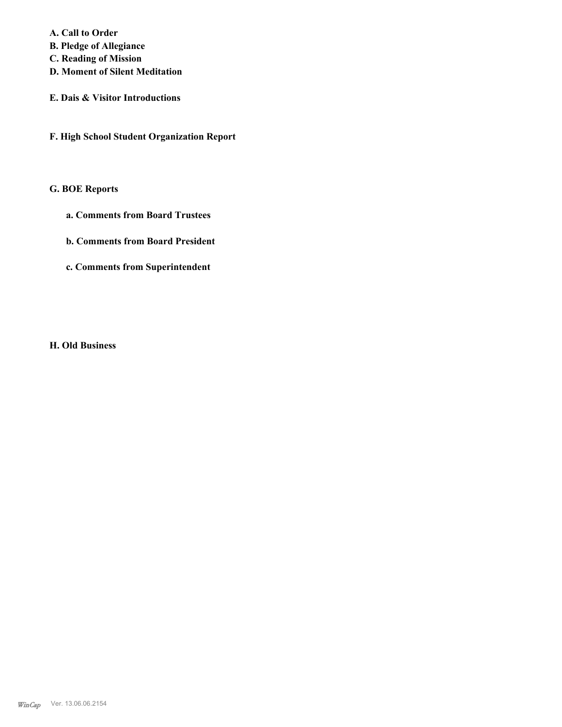**A. Call to Order**
**B. Pledge of Allegiance**
**C. Reading of Mission**
**D. Moment of Silent Meditation**

**E. Dais & Visitor Introductions**

**F. High School Student Organization Report**

**G. BOE Reports**

**a. Comments from Board Trustees**

**b. Comments from Board President**

**c. Comments from Superintendent**

**H. Old Business**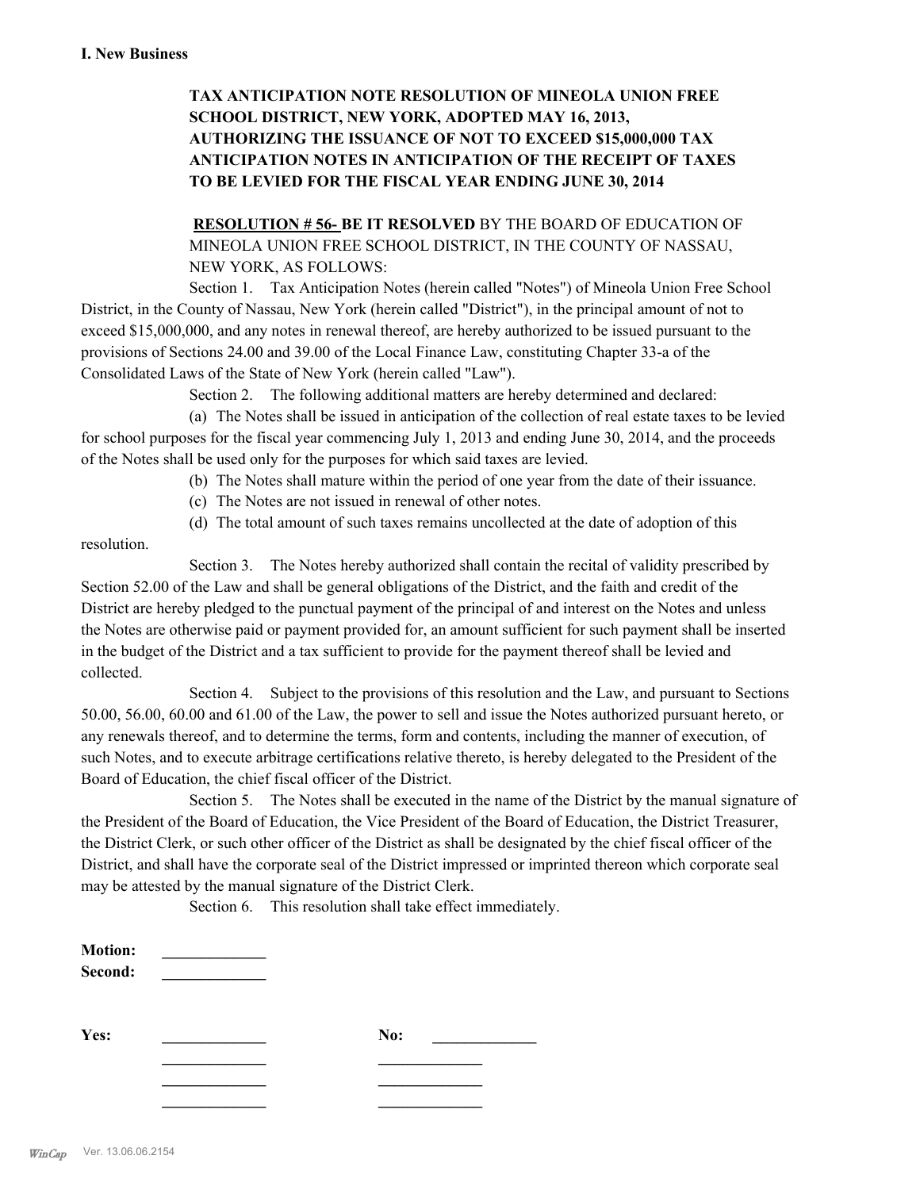**I. New Business**

**TAX ANTICIPATION NOTE RESOLUTION OF MINEOLA UNION FREE SCHOOL DISTRICT, NEW YORK, ADOPTED MAY 16, 2013, AUTHORIZING THE ISSUANCE OF NOT TO EXCEED $15,000,000 TAX ANTICIPATION NOTES IN ANTICIPATION OF THE RECEIPT OF TAXES TO BE LEVIED FOR THE FISCAL YEAR ENDING JUNE 30, 2014**

**RESOLUTION # 56- BE IT RESOLVED** BY THE BOARD OF EDUCATION OF MINEOLA UNION FREE SCHOOL DISTRICT, IN THE COUNTY OF NASSAU, NEW YORK, AS FOLLOWS:

Section 1. Tax Anticipation Notes (herein called "Notes") of Mineola Union Free School District, in the County of Nassau, New York (herein called "District"), in the principal amount of not to exceed $15,000,000, and any notes in renewal thereof, are hereby authorized to be issued pursuant to the provisions of Sections 24.00 and 39.00 of the Local Finance Law, constituting Chapter 33-a of the Consolidated Laws of the State of New York (herein called "Law").

Section 2. The following additional matters are hereby determined and declared:

(a) The Notes shall be issued in anticipation of the collection of real estate taxes to be levied for school purposes for the fiscal year commencing July 1, 2013 and ending June 30, 2014, and the proceeds of the Notes shall be used only for the purposes for which said taxes are levied.

(b) The Notes shall mature within the period of one year from the date of their issuance.

(c) The Notes are not issued in renewal of other notes.

(d) The total amount of such taxes remains uncollected at the date of adoption of this resolution.

Section 3. The Notes hereby authorized shall contain the recital of validity prescribed by Section 52.00 of the Law and shall be general obligations of the District, and the faith and credit of the District are hereby pledged to the punctual payment of the principal of and interest on the Notes and unless the Notes are otherwise paid or payment provided for, an amount sufficient for such payment shall be inserted in the budget of the District and a tax sufficient to provide for the payment thereof shall be levied and collected.

Section 4. Subject to the provisions of this resolution and the Law, and pursuant to Sections 50.00, 56.00, 60.00 and 61.00 of the Law, the power to sell and issue the Notes authorized pursuant hereto, or any renewals thereof, and to determine the terms, form and contents, including the manner of execution, of such Notes, and to execute arbitrage certifications relative thereto, is hereby delegated to the President of the Board of Education, the chief fiscal officer of the District.

Section 5. The Notes shall be executed in the name of the District by the manual signature of the President of the Board of Education, the Vice President of the Board of Education, the District Treasurer, the District Clerk, or such other officer of the District as shall be designated by the chief fiscal officer of the District, and shall have the corporate seal of the District impressed or imprinted thereon which corporate seal may be attested by the manual signature of the District Clerk.

Section 6. This resolution shall take effect immediately.

**Motion:** _____________
**Second:** _____________

**Yes:** _____________ **No:** _____________
_____________ _____________
_____________ _____________
_____________ _____________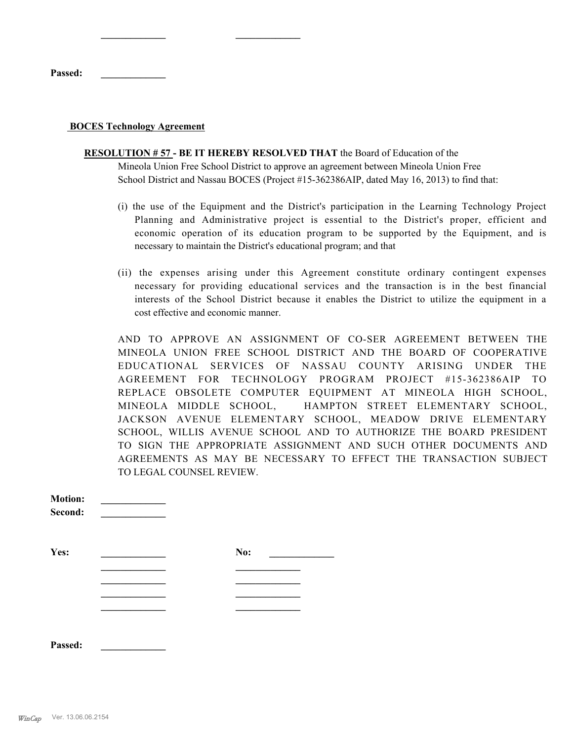_____________ _____________

**Passed:** _____________

**BOCES Technology Agreement**

**RESOLUTION # 57 - BE IT HEREBY RESOLVED THAT** the Board of Education of the Mineola Union Free School District to approve an agreement between Mineola Union Free School District and Nassau BOCES (Project #15-362386AIP, dated May 16, 2013) to find that:

(i) the use of the Equipment and the District's participation in the Learning Technology Project Planning and Administrative project is essential to the District's proper, efficient and economic operation of its education program to be supported by the Equipment, and is necessary to maintain the District's educational program; and that

(ii) the expenses arising under this Agreement constitute ordinary contingent expenses necessary for providing educational services and the transaction is in the best financial interests of the School District because it enables the District to utilize the equipment in a cost effective and economic manner.

AND TO APPROVE AN ASSIGNMENT OF CO-SER AGREEMENT BETWEEN THE MINEOLA UNION FREE SCHOOL DISTRICT AND THE BOARD OF COOPERATIVE EDUCATIONAL SERVICES OF NASSAU COUNTY ARISING UNDER THE AGREEMENT FOR TECHNOLOGY PROGRAM PROJECT #15-362386AIP TO REPLACE OBSOLETE COMPUTER EQUIPMENT AT MINEOLA HIGH SCHOOL, MINEOLA MIDDLE SCHOOL, HAMPTON STREET ELEMENTARY SCHOOL, JACKSON AVENUE ELEMENTARY SCHOOL, MEADOW DRIVE ELEMENTARY SCHOOL, WILLIS AVENUE SCHOOL AND TO AUTHORIZE THE BOARD PRESIDENT TO SIGN THE APPROPRIATE ASSIGNMENT AND SUCH OTHER DOCUMENTS AND AGREEMENTS AS MAY BE NECESSARY TO EFFECT THE TRANSACTION SUBJECT TO LEGAL COUNSEL REVIEW.

**Motion:** _____________
**Second:** _____________

**Yes:** _____________ **No:** _____________
_____________ _____________
_____________ _____________
_____________ _____________
_____________ _____________

**Passed:** _____________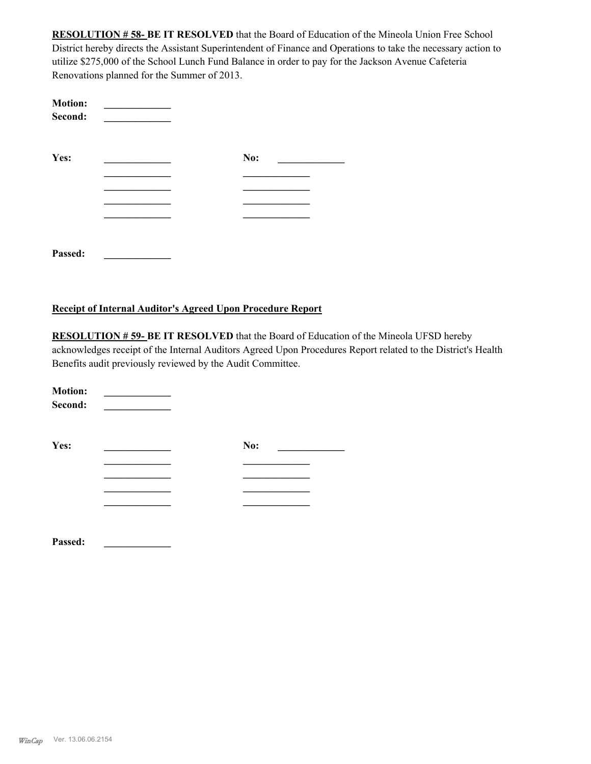**RESOLUTION # 58- BE IT RESOLVED** that the Board of Education of the Mineola Union Free School District hereby directs the Assistant Superintendent of Finance and Operations to take the necessary action to utilize $275,000 of the School Lunch Fund Balance in order to pay for the Jackson Avenue Cafeteria Renovations planned for the Summer of 2013.

**Motion:** _____________
**Second:** _____________

**Yes:** _____________ **No:** _____________
_____________ _____________
_____________ _____________
_____________ _____________
_____________ _____________

**Passed:** _____________

**Receipt of Internal Auditor's Agreed Upon Procedure Report**

**RESOLUTION # 59- BE IT RESOLVED** that the Board of Education of the Mineola UFSD hereby acknowledges receipt of the Internal Auditors Agreed Upon Procedures Report related to the District's Health Benefits audit previously reviewed by the Audit Committee.

**Motion:** _____________
**Second:** _____________

**Yes:** _____________ **No:** _____________
_____________ _____________
_____________ _____________
_____________ _____________
_____________ _____________

**Passed:** _____________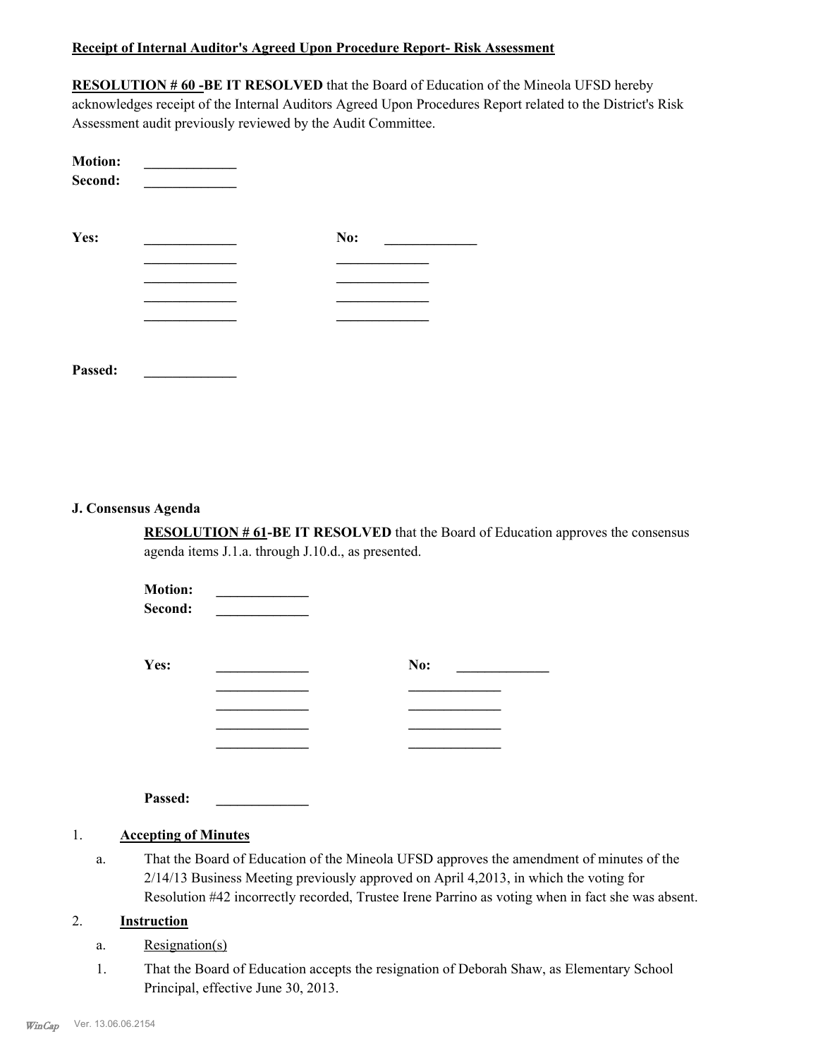**Receipt of Internal Auditor's Agreed Upon Procedure Report- Risk Assessment**

**RESOLUTION # 60 -BE IT RESOLVED** that the Board of Education of the Mineola UFSD hereby acknowledges receipt of the Internal Auditors Agreed Upon Procedures Report related to the District's Risk Assessment audit previously reviewed by the Audit Committee.

**Motion:** _____________
**Second:** _____________

**Yes:** _____________ **No:** _____________
_____________ _____________
_____________ _____________
_____________ _____________
_____________ _____________

**Passed:** _____________

**J. Consensus Agenda**

**RESOLUTION # 61-BE IT RESOLVED** that the Board of Education approves the consensus agenda items J.1.a. through J.10.d., as presented.

**Motion:** _____________
**Second:** _____________

**Yes:** _____________ **No:** _____________
_____________ _____________
_____________ _____________
_____________ _____________
_____________ _____________

**Passed:** _____________

1. **Accepting of Minutes**

   a. That the Board of Education of the Mineola UFSD approves the amendment of minutes of the 2/14/13 Business Meeting previously approved on April 4,2013, in which the voting for Resolution #42 incorrectly recorded, Trustee Irene Parrino as voting when in fact she was absent.

2. **Instruction**

   a. Resignation(s)

   1. That the Board of Education accepts the resignation of Deborah Shaw, as Elementary School Principal, effective June 30, 2013.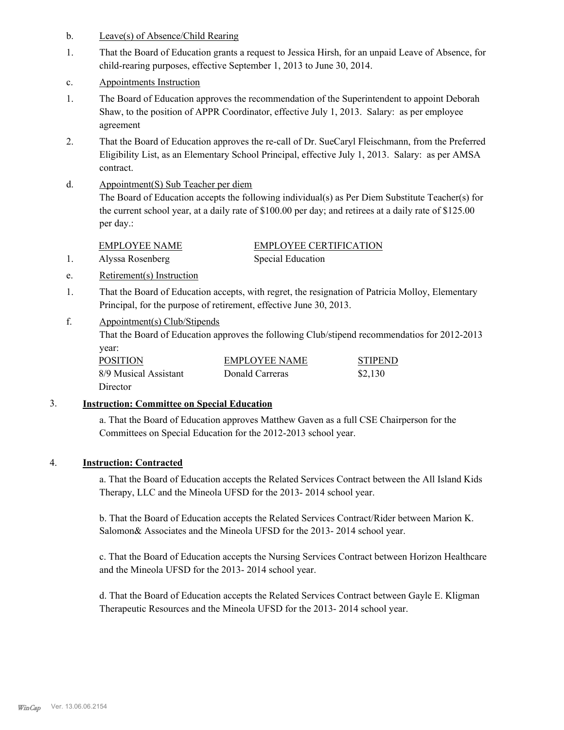b. Leave(s) of Absence/Child Rearing

1. That the Board of Education grants a request to Jessica Hirsh, for an unpaid Leave of Absence, for child-rearing purposes, effective September 1, 2013 to June 30, 2014.

c. Appointments Instruction

1. The Board of Education approves the recommendation of the Superintendent to appoint Deborah Shaw, to the position of APPR Coordinator, effective July 1, 2013. Salary: as per employee agreement

2. That the Board of Education approves the re-call of Dr. SueCaryl Fleischmann, from the Preferred Eligibility List, as an Elementary School Principal, effective July 1, 2013. Salary: as per AMSA contract.

d. Appointment(S) Sub Teacher per diem

The Board of Education accepts the following individual(s) as Per Diem Substitute Teacher(s) for the current school year, at a daily rate of $100.00 per day; and retirees at a daily rate of $125.00 per day.:

| | EMPLOYEE NAME | EMPLOYEE CERTIFICATION |
|---|---|---|
| 1. | Alyssa Rosenberg | Special Education |

e. Retirement(s) Instruction

1. That the Board of Education accepts, with regret, the resignation of Patricia Molloy, Elementary Principal, for the purpose of retirement, effective June 30, 2013.

f. Appointment(s) Club/Stipends

That the Board of Education approves the following Club/stipend recommendatios for 2012-2013 year:

| POSITION | EMPLOYEE NAME | STIPEND |
|---|---|---|
| 8/9 Musical Assistant Director | Donald Carreras | $2,130 |

3. **Instruction: Committee on Special Education**

a. That the Board of Education approves Matthew Gaven as a full CSE Chairperson for the Committees on Special Education for the 2012-2013 school year.

4. **Instruction: Contracted**

a. That the Board of Education accepts the Related Services Contract between the All Island Kids Therapy, LLC and the Mineola UFSD for the 2013- 2014 school year.

b. That the Board of Education accepts the Related Services Contract/Rider between Marion K. Salomon& Associates and the Mineola UFSD for the 2013- 2014 school year.

c. That the Board of Education accepts the Nursing Services Contract between Horizon Healthcare and the Mineola UFSD for the 2013- 2014 school year.

d. That the Board of Education accepts the Related Services Contract between Gayle E. Kligman Therapeutic Resources and the Mineola UFSD for the 2013- 2014 school year.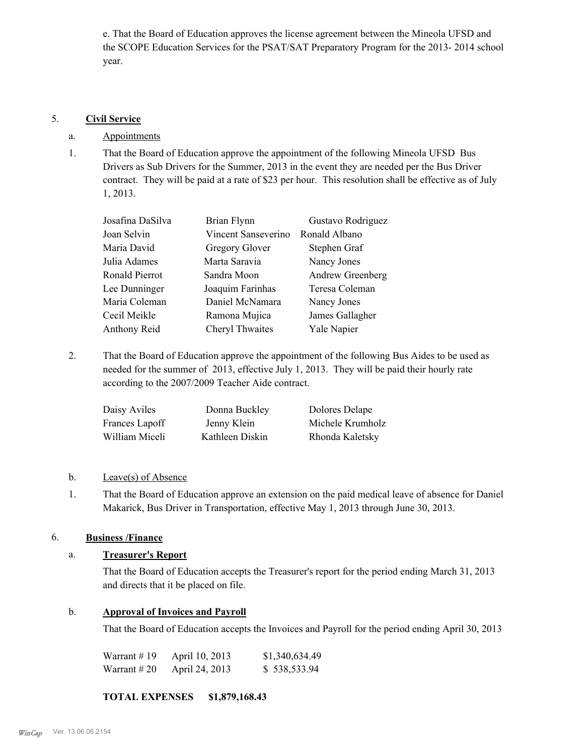e. That the Board of Education approves the license agreement between the Mineola UFSD and the SCOPE Education Services for the PSAT/SAT Preparatory Program for the 2013- 2014 school year.

5. **Civil Service**

a. Appointments

1. That the Board of Education approve the appointment of the following Mineola UFSD Bus Drivers as Sub Drivers for the Summer, 2013 in the event they are needed per the Bus Driver contract. They will be paid at a rate of $23 per hour. This resolution shall be effective as of July 1, 2013.

| | | |
|---|---|---|
| Josafina DaSilva | Brian Flynn | Gustavo Rodriguez |
| Joan Selvin | Vincent Sanseverino | Ronald Albano |
| Maria David | Gregory Glover | Stephen Graf |
| Julia Adames | Marta Saravia | Nancy Jones |
| Ronald Pierrot | Sandra Moon | Andrew Greenberg |
| Lee Dunninger | Joaquim Farinhas | Teresa Coleman |
| Maria Coleman | Daniel McNamara | Nancy Jones |
| Cecil Meikle | Ramona Mujica | James Gallagher |
| Anthony Reid | Cheryl Thwaites | Yale Napier |

2. That the Board of Education approve the appointment of the following Bus Aides to be used as needed for the summer of 2013, effective July 1, 2013. They will be paid their hourly rate according to the 2007/2009 Teacher Aide contract.

| | | |
|---|---|---|
| Daisy Aviles | Donna Buckley | Dolores Delape |
| Frances Lapoff | Jenny Klein | Michele Krumholz |
| William Miceli | Kathleen Diskin | Rhonda Kaletsky |

b. Leave(s) of Absence

1. That the Board of Education approve an extension on the paid medical leave of absence for Daniel Makarick, Bus Driver in Transportation, effective May 1, 2013 through June 30, 2013.

6. **Business /Finance**

a. **Treasurer's Report**

That the Board of Education accepts the Treasurer's report for the period ending March 31, 2013 and directs that it be placed on file.

b. **Approval of Invoices and Payroll**

That the Board of Education accepts the Invoices and Payroll for the period ending April 30, 2013

| | | |
|---|---|---|
| Warrant # 19 | April 10, 2013 | $1,340,634.49 |
| Warrant # 20 | April 24, 2013 | $ 538,533.94 |

**TOTAL EXPENSES $1,879,168.43**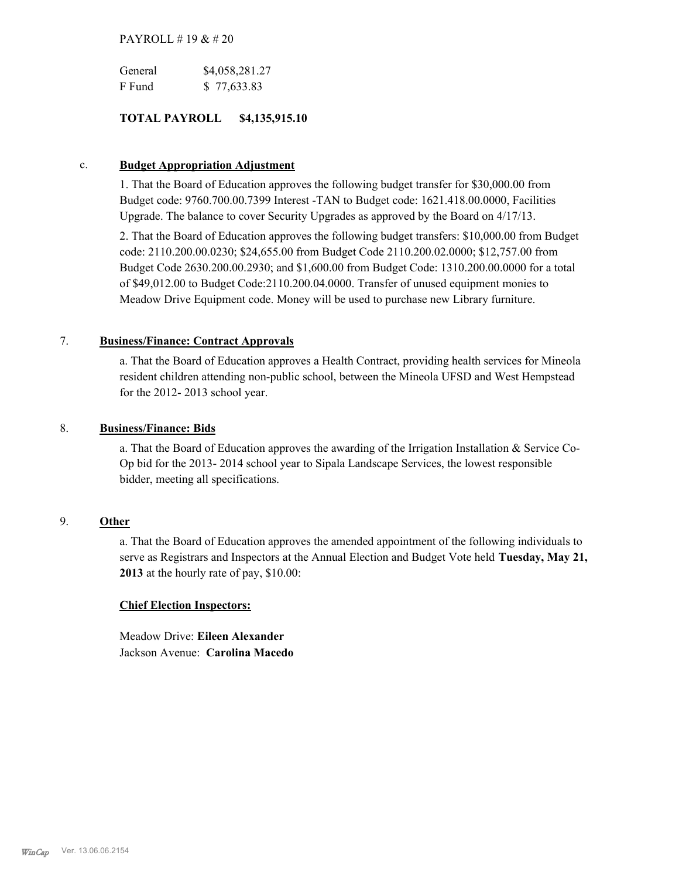PAYROLL # 19 & # 20

| | |
|---|---|
| General | $4,058,281.27 |
| F Fund | $ 77,633.83 |

**TOTAL PAYROLL $4,135,915.10**

c. **Budget Appropriation Adjustment**

1. That the Board of Education approves the following budget transfer for $30,000.00 from Budget code: 9760.700.00.7399 Interest -TAN to Budget code: 1621.418.00.0000, Facilities Upgrade. The balance to cover Security Upgrades as approved by the Board on 4/17/13.

2. That the Board of Education approves the following budget transfers: $10,000.00 from Budget code: 2110.200.00.0230; $24,655.00 from Budget Code 2110.200.02.0000; $12,757.00 from Budget Code 2630.200.00.2930; and $1,600.00 from Budget Code: 1310.200.00.0000 for a total of $49,012.00 to Budget Code:2110.200.04.0000. Transfer of unused equipment monies to Meadow Drive Equipment code. Money will be used to purchase new Library furniture.

7. **Business/Finance: Contract Approvals**

a. That the Board of Education approves a Health Contract, providing health services for Mineola resident children attending non-public school, between the Mineola UFSD and West Hempstead for the 2012- 2013 school year.

8. **Business/Finance: Bids**

a. That the Board of Education approves the awarding of the Irrigation Installation & Service Co-Op bid for the 2013- 2014 school year to Sipala Landscape Services, the lowest responsible bidder, meeting all specifications.

9. **Other**

a. That the Board of Education approves the amended appointment of the following individuals to serve as Registrars and Inspectors at the Annual Election and Budget Vote held **Tuesday, May 21, 2013** at the hourly rate of pay, $10.00:

**Chief Election Inspectors:**

Meadow Drive: **Eileen Alexander**
Jackson Avenue: **Carolina Macedo**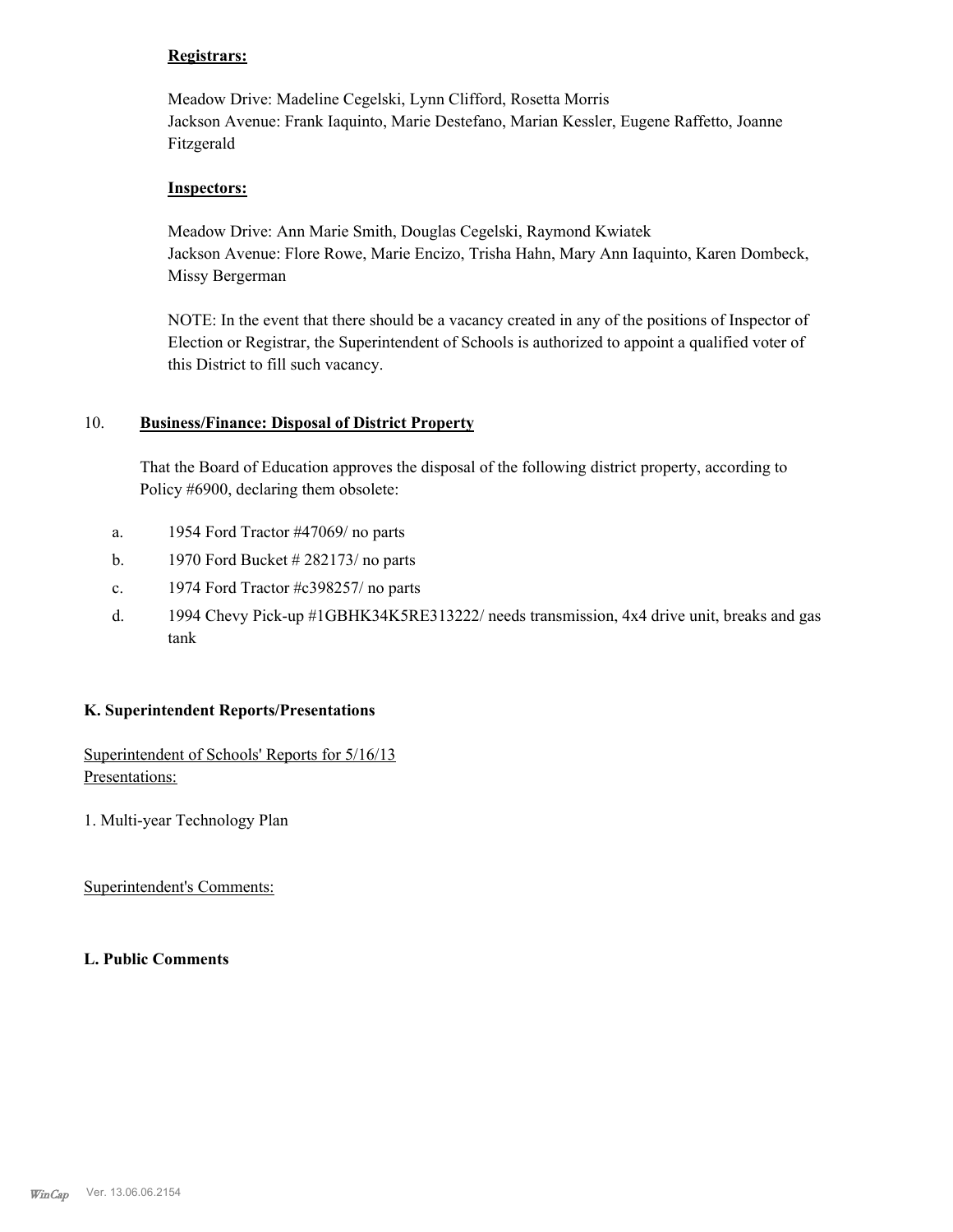**Registrars:**

Meadow Drive: Madeline Cegelski, Lynn Clifford, Rosetta Morris
Jackson Avenue: Frank Iaquinto, Marie Destefano, Marian Kessler, Eugene Raffetto, Joanne Fitzgerald

**Inspectors:**

Meadow Drive: Ann Marie Smith, Douglas Cegelski, Raymond Kwiatek
Jackson Avenue: Flore Rowe, Marie Encizo, Trisha Hahn, Mary Ann Iaquinto, Karen Dombeck, Missy Bergerman

NOTE: In the event that there should be a vacancy created in any of the positions of Inspector of Election or Registrar, the Superintendent of Schools is authorized to appoint a qualified voter of this District to fill such vacancy.

10. **Business/Finance: Disposal of District Property**

That the Board of Education approves the disposal of the following district property, according to Policy #6900, declaring them obsolete:

a. 1954 Ford Tractor #47069/ no parts
b. 1970 Ford Bucket # 282173/ no parts
c. 1974 Ford Tractor #c398257/ no parts
d. 1994 Chevy Pick-up #1GBHK34K5RE313222/ needs transmission, 4x4 drive unit, breaks and gas tank

**K. Superintendent Reports/Presentations**

Superintendent of Schools' Reports for 5/16/13
Presentations:

1. Multi-year Technology Plan

Superintendent's Comments:

**L. Public Comments**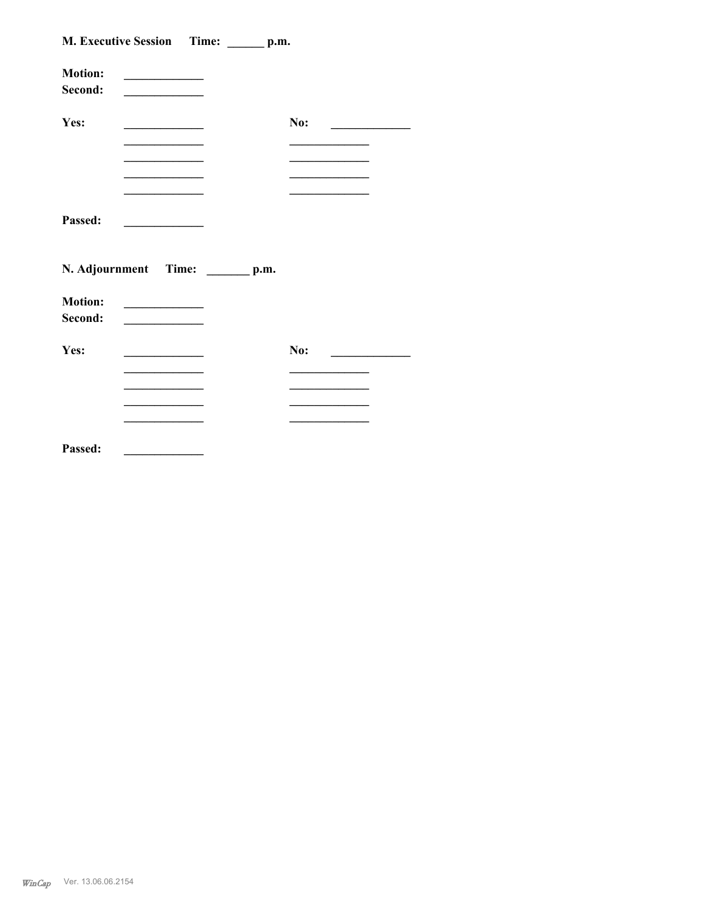**M. Executive Session Time: ______ p.m.**

**Motion:** _____________
**Second:** _____________

| | | | |
|---|---|---|---|
| **Yes:** | _____________ | **No:** | _____________ |
| | _____________ | | _____________ |
| | _____________ | | _____________ |
| | _____________ | | _____________ |
| | _____________ | | _____________ |

**Passed:** _____________

**N. Adjournment Time: _______ p.m.**

**Motion:** _____________
**Second:** _____________

| | | | |
|---|---|---|---|
| **Yes:** | _____________ | **No:** | _____________ |
| | _____________ | | _____________ |
| | _____________ | | _____________ |
| | _____________ | | _____________ |
| | _____________ | | _____________ |

**Passed:** _____________